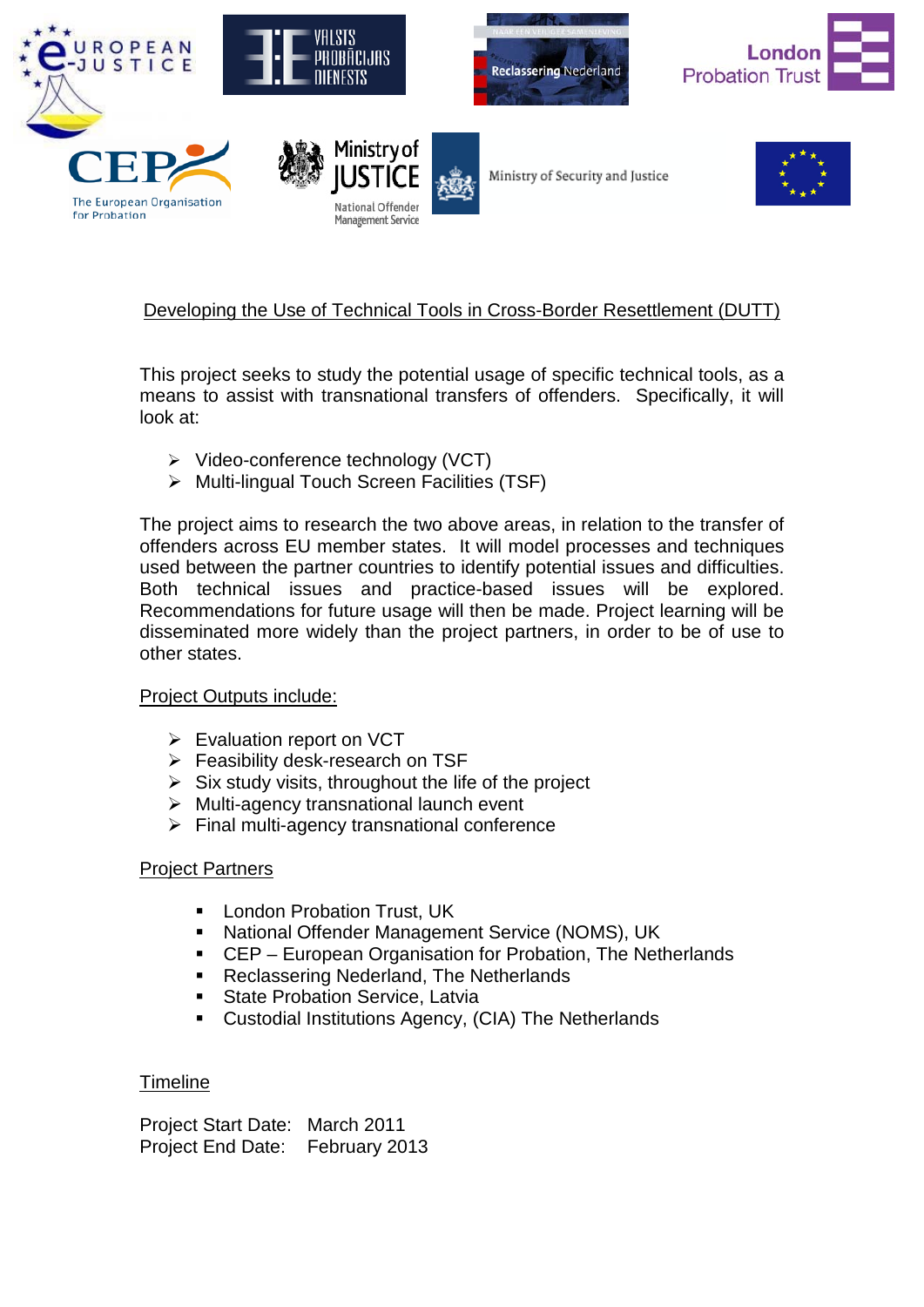## Developing the Use of Technical Tools in Cross-Border Resettlement (DUTT)

This project seeks to study the potential usage of specific technical tools, as a means to assist with transnational transfers of offenders. Specifically, it will look at:

- Video-conference technology (VCT)
- Multi-lingual Touch Screen Facilities (TSF)

The project aims to research the two above areas, in relation to the transfer of offenders across EU member states. It will model processes and techniques used between the partner countries to identify potential issues and difficulties. Both technical issues and practice-based issues will be explored. Recommendations for future usage will then be made. Project learning will be disseminated more widely than the project partners, in order to be of use to other states.

### Project Outputs include:

- Evaluation report on VCT
- Feasibility desk-research on TSF
- Six study visits, throughout the life of the project
- Multi-agency transnational launch event
- Final multi-agency transnational conference

### Project Partners

- London Probation Trust, UK
- National Offender Management Service (NOMS), UK
- CEP – European Organisation for Probation, The Netherlands
- Reclassering Nederland, The Netherlands
- State Probation Service, Latvia
- Custodial Institutions Agency, (CIA) The Netherlands

### Timeline

Project Start Date: March 2011
Project End Date: February 2013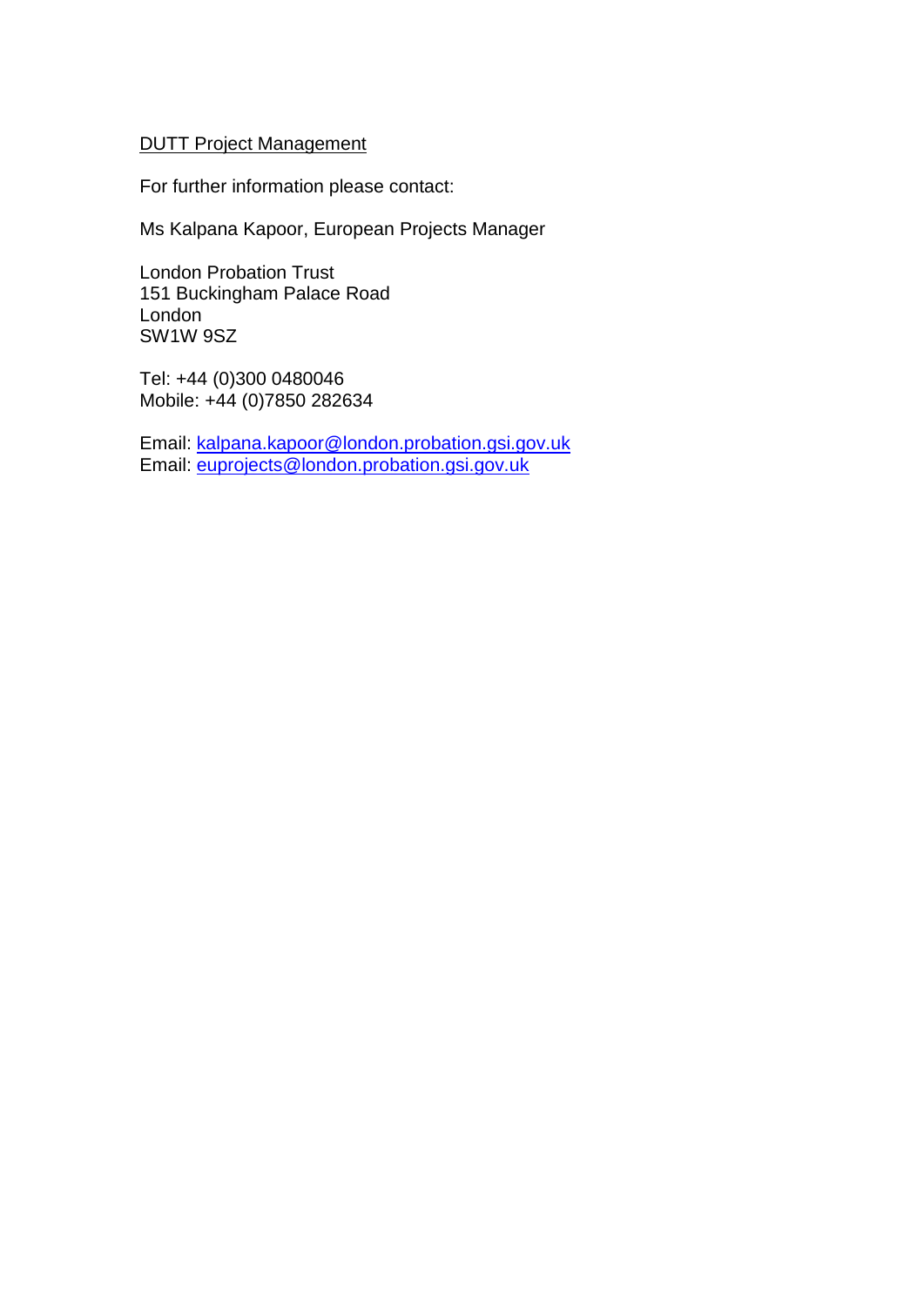DUTT Project Management

For further information please contact:

Ms Kalpana Kapoor, European Projects Manager

London Probation Trust  
151 Buckingham Palace Road  
London  
SW1W 9SZ

Tel: +44 (0)300 0480046  
Mobile: +44 (0)7850 282634

Email: kalpana.kapoor@london.probation.gsi.gov.uk  
Email: euprojects@london.probation.gsi.gov.uk